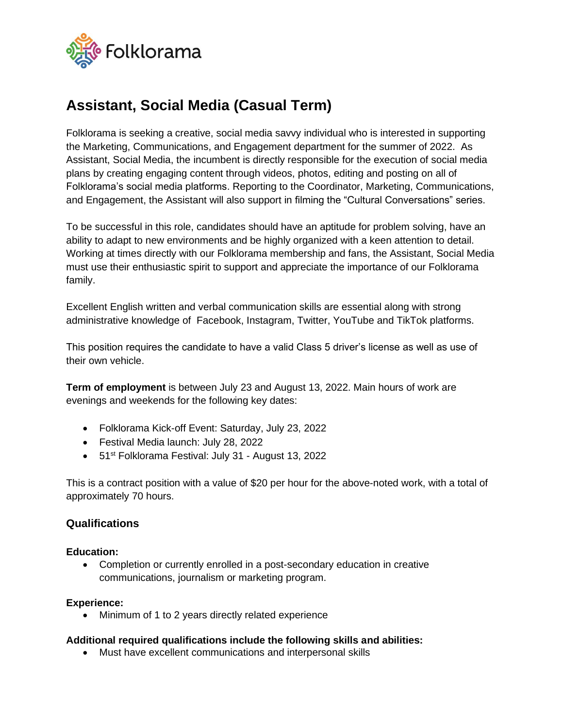Folklorama

# Assistant, Social Media (Casual Term)

Folklorama is seeking a creative, social media savvy individual who is interested in supporting the Marketing, Communications, and Engagement department for the summer of 2022. As Assistant, Social Media, the incumbent is directly responsible for the execution of social media plans by creating engaging content through videos, photos, editing and posting on all of Folklorama's social media platforms. Reporting to the Coordinator, Marketing, Communications, and Engagement, the Assistant will also support in filming the "Cultural Conversations" series.

To be successful in this role, candidates should have an aptitude for problem solving, have an ability to adapt to new environments and be highly organized with a keen attention to detail. Working at times directly with our Folklorama membership and fans, the Assistant, Social Media must use their enthusiastic spirit to support and appreciate the importance of our Folklorama family.

Excellent English written and verbal communication skills are essential along with strong administrative knowledge of Facebook, Instagram, Twitter, YouTube and TikTok platforms.

This position requires the candidate to have a valid Class 5 driver's license as well as use of their own vehicle.

**Term of employment** is between July 23 and August 13, 2022. Main hours of work are evenings and weekends for the following key dates:

- Folklorama Kick-off Event: Saturday, July 23, 2022
- Festival Media launch: July 28, 2022
- 51st Folklorama Festival: July 31 - August 13, 2022

This is a contract position with a value of $20 per hour for the above-noted work, with a total of approximately 70 hours.

## Qualifications

**Education:**

- Completion or currently enrolled in a post-secondary education in creative communications, journalism or marketing program.

**Experience:**

- Minimum of 1 to 2 years directly related experience

**Additional required qualifications include the following skills and abilities:**

- Must have excellent communications and interpersonal skills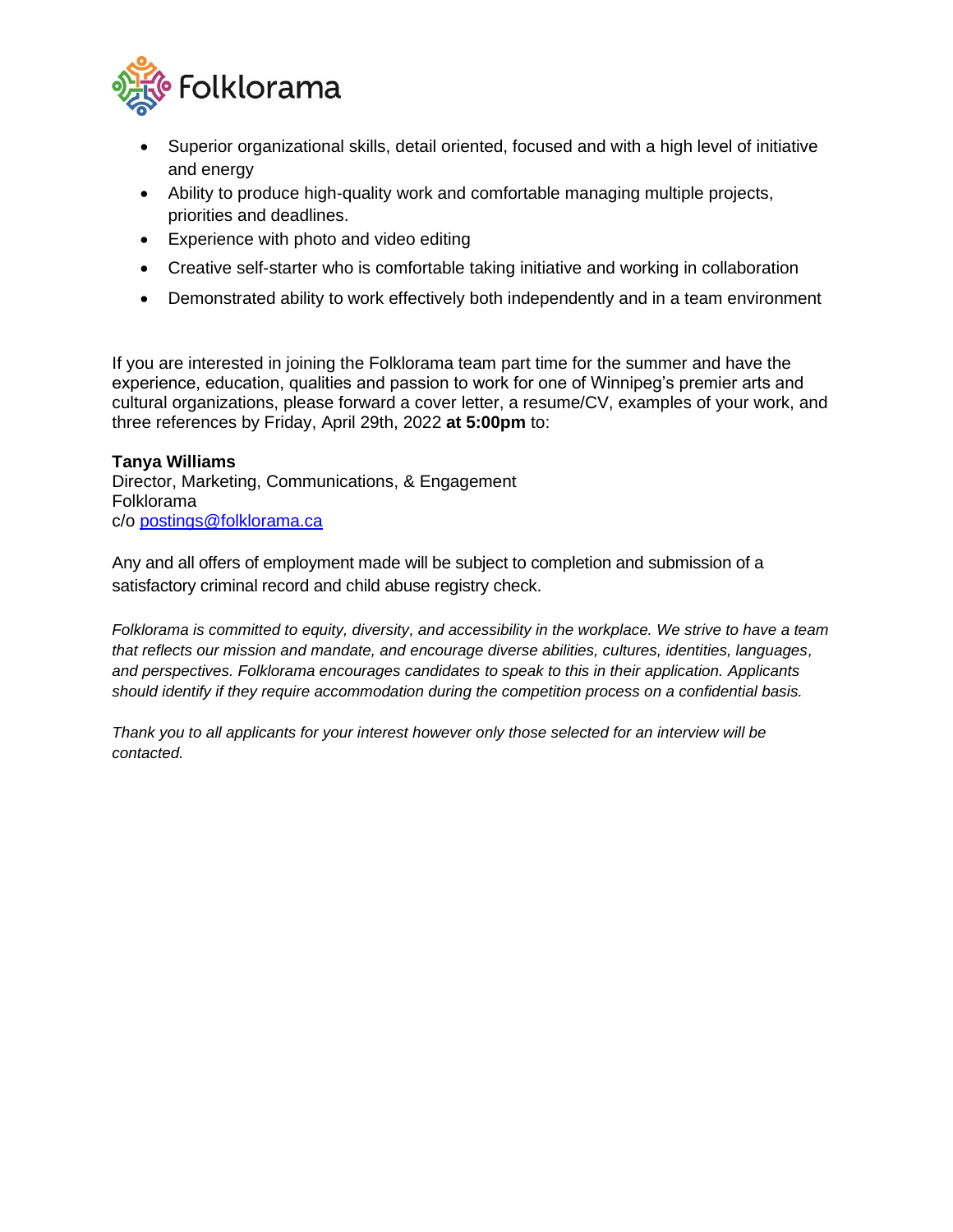- Superior organizational skills, detail oriented, focused and with a high level of initiative and energy
- Ability to produce high-quality work and comfortable managing multiple projects, priorities and deadlines.
- Experience with photo and video editing
- Creative self-starter who is comfortable taking initiative and working in collaboration
- Demonstrated ability to work effectively both independently and in a team environment

If you are interested in joining the Folklorama team part time for the summer and have the experience, education, qualities and passion to work for one of Winnipeg's premier arts and cultural organizations, please forward a cover letter, a resume/CV, examples of your work, and three references by Friday, April 29th, 2022 **at 5:00pm** to:

**Tanya Williams**
Director, Marketing, Communications, & Engagement
Folklorama
c/o postings@folklorama.ca

Any and all offers of employment made will be subject to completion and submission of a satisfactory criminal record and child abuse registry check.

*Folklorama is committed to equity, diversity, and accessibility in the workplace. We strive to have a team that reflects our mission and mandate, and encourage diverse abilities, cultures, identities, languages, and perspectives. Folklorama encourages candidates to speak to this in their application. Applicants should identify if they require accommodation during the competition process on a confidential basis.*

*Thank you to all applicants for your interest however only those selected for an interview will be contacted.*